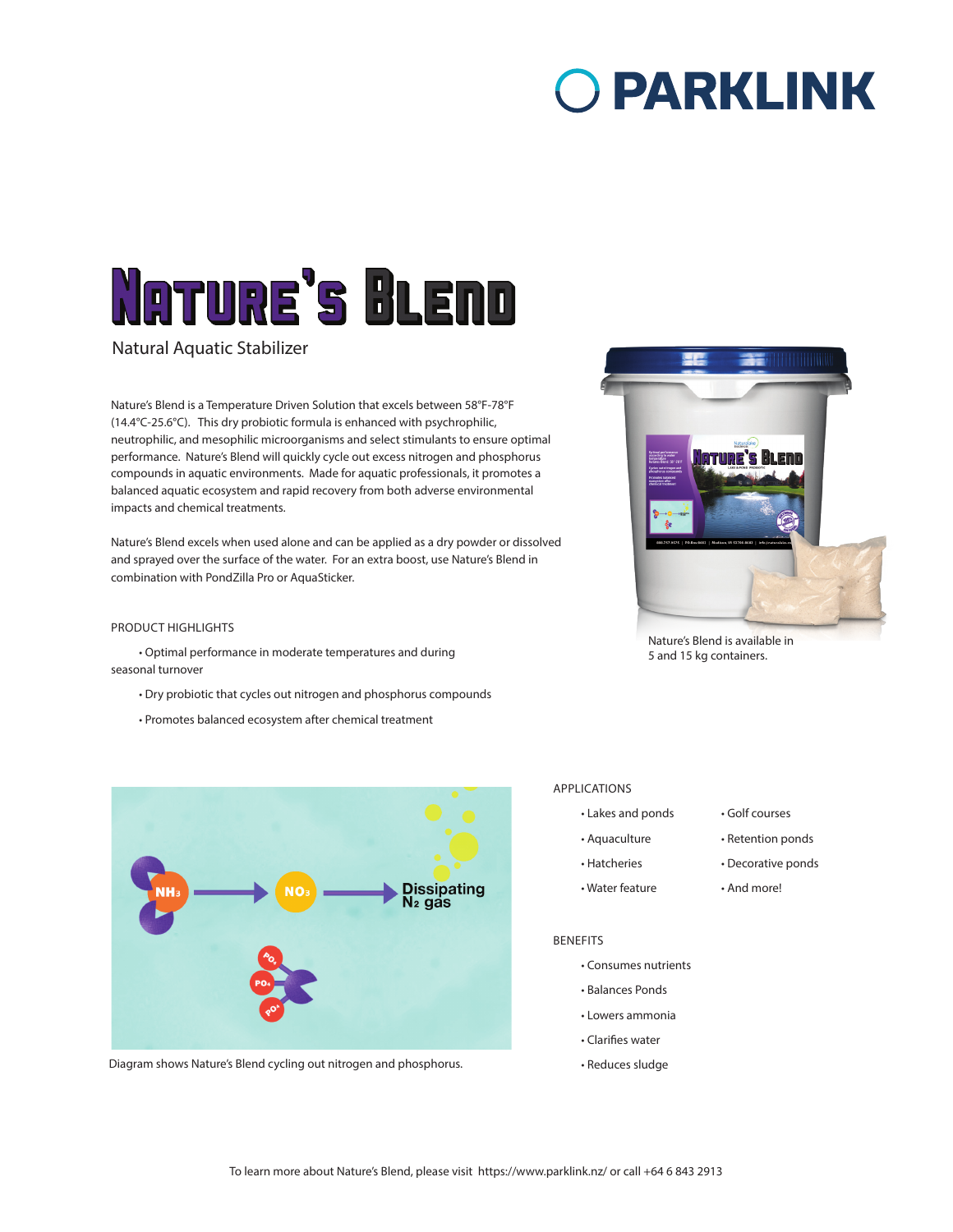# PARKLINK

# Nature's Blend

Natural Aquatic Stabilizer

Nature's Blend is a Temperature Driven Solution that excels between 58°F-78°F (14.4°C-25.6°C). This dry probiotic formula is enhanced with psychrophilic, neutrophilic, and mesophilic microorganisms and select stimulants to ensure optimal performance. Nature's Blend will quickly cycle out excess nitrogen and phosphorus compounds in aquatic environments. Made for aquatic professionals, it promotes a balanced aquatic ecosystem and rapid recovery from both adverse environmental impacts and chemical treatments.

Nature's Blend excels when used alone and can be applied as a dry powder or dissolved and sprayed over the surface of the water. For an extra boost, use Nature's Blend in combination with PondZilla Pro or AquaSticker.

Nature's Blend is available in 5 and 15 kg containers.

PRODUCT HIGHLIGHTS

- Optimal performance in moderate temperatures and during seasonal turnover
- Dry probiotic that cycles out nitrogen and phosphorus compounds
- Promotes balanced ecosystem after chemical treatment

$NH_3$ → $NO_3$ → Dissipating $N_2$ gas

$PO_4$

Diagram shows Nature's Blend cycling out nitrogen and phosphorus.

APPLICATIONS

- Lakes and ponds
- Aquaculture
- Hatcheries
- Water feature
- Golf courses
- Retention ponds
- Decorative ponds
- And more!

BENEFITS

- Consumes nutrients
- Balances Ponds
- Lowers ammonia
- Clarifies water
- Reduces sludge

To learn more about Nature's Blend, please visit https://www.parklink.nz/ or call +64 6 843 2913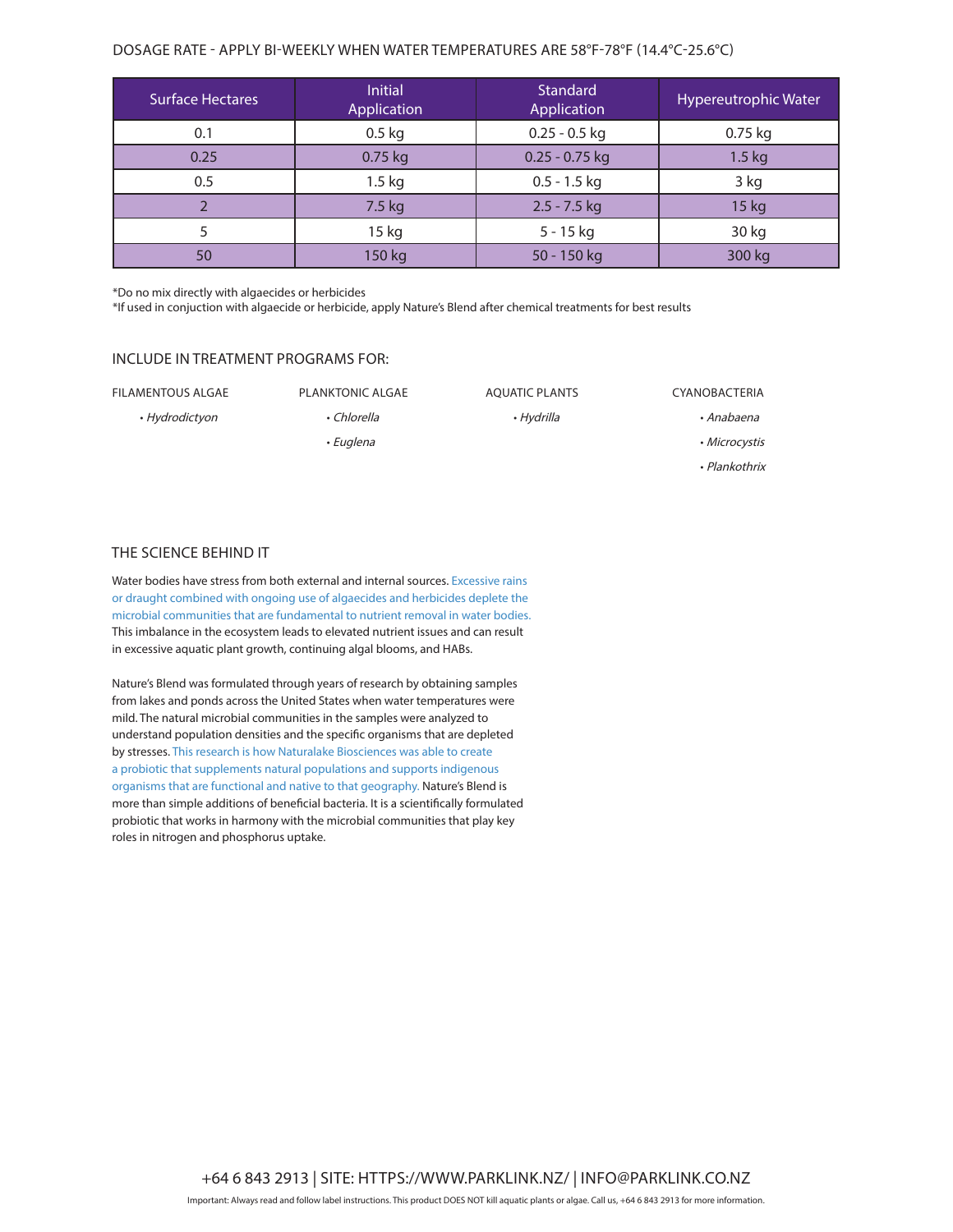## DOSAGE RATE - APPLY BI-WEEKLY WHEN WATER TEMPERATURES ARE 58°F-78°F (14.4°C-25.6°C)

| Surface Hectares | Initial Application | Standard Application | Hypereutrophic Water |
|---|---|---|---|
| 0.1 | 0.5 kg | 0.25 - 0.5 kg | 0.75 kg |
| 0.25 | 0.75 kg | 0.25 - 0.75 kg | 1.5 kg |
| 0.5 | 1.5 kg | 0.5 - 1.5 kg | 3 kg |
| 2 | 7.5 kg | 2.5 - 7.5 kg | 15 kg |
| 5 | 15 kg | 5 - 15 kg | 30 kg |
| 50 | 150 kg | 50 - 150 kg | 300 kg |

*Do no mix directly with algaecides or herbicides
*If used in conjuction with algaecide or herbicide, apply Nature's Blend after chemical treatments for best results

## INCLUDE IN TREATMENT PROGRAMS FOR:

FILAMENTOUS ALGAE

- *Hydrodictyon*

PLANKTONIC ALGAE

- *Chlorella*
- *Euglena*

AQUATIC PLANTS

- *Hydrilla*

CYANOBACTERIA

- *Anabaena*
- *Microcystis*
- *Plankothrix*

## THE SCIENCE BEHIND IT

Water bodies have stress from both external and internal sources. Excessive rains or draught combined with ongoing use of algaecides and herbicides deplete the microbial communities that are fundamental to nutrient removal in water bodies. This imbalance in the ecosystem leads to elevated nutrient issues and can result in excessive aquatic plant growth, continuing algal blooms, and HABs.

Nature's Blend was formulated through years of research by obtaining samples from lakes and ponds across the United States when water temperatures were mild. The natural microbial communities in the samples were analyzed to understand population densities and the specific organisms that are depleted by stresses. This research is how Naturalake Biosciences was able to create a probiotic that supplements natural populations and supports indigenous organisms that are functional and native to that geography. Nature's Blend is more than simple additions of beneficial bacteria. It is a scientifically formulated probiotic that works in harmony with the microbial communities that play key roles in nitrogen and phosphorus uptake.

+64 6 843 2913 | SITE: HTTPS://WWW.PARKLINK.NZ/ | INFO@PARKLINK.CO.NZ

Important: Always read and follow label instructions. This product DOES NOT kill aquatic plants or algae. Call us, +64 6 843 2913 for more information.